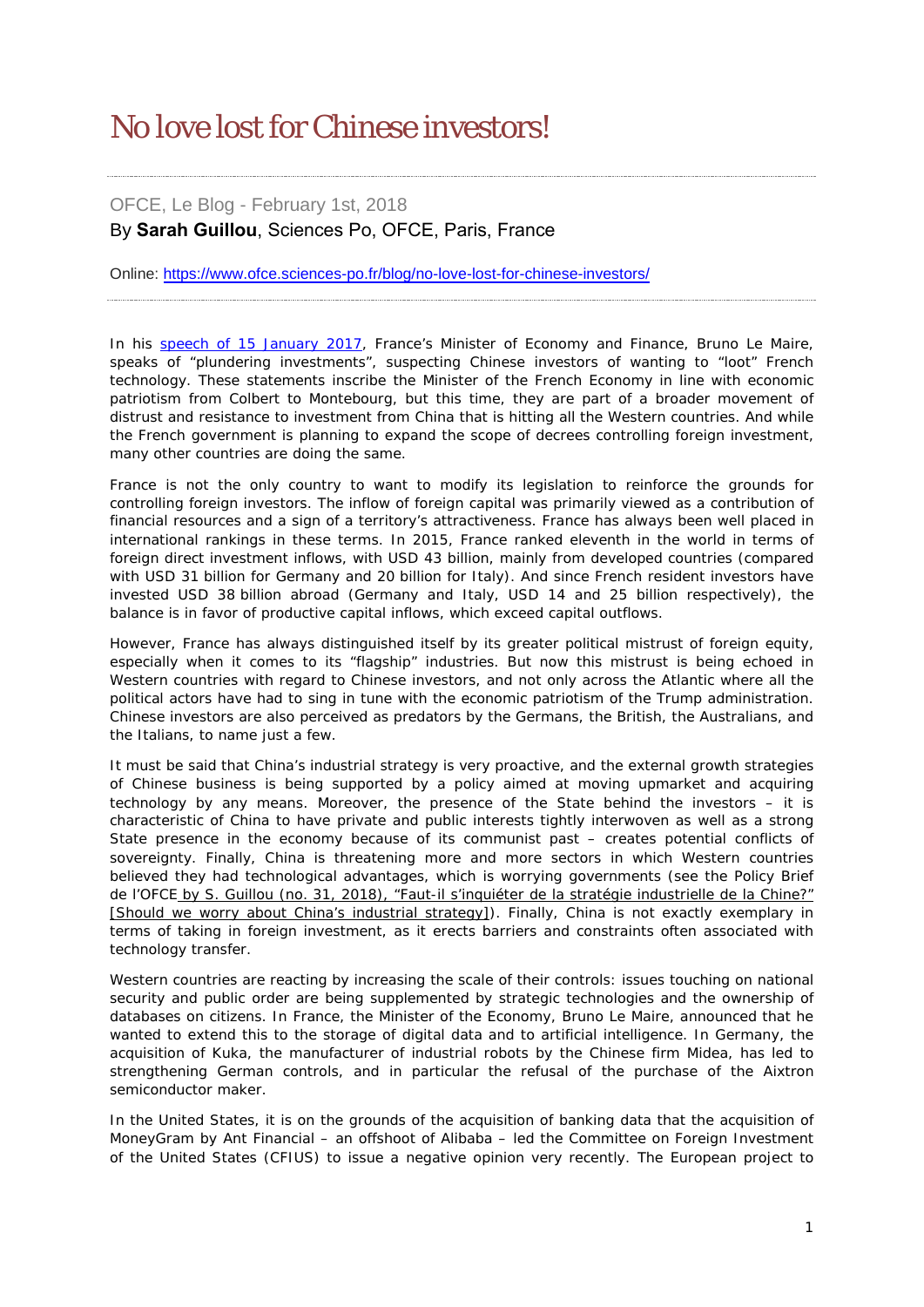# No love lost for Chinese investors!

OFCE, Le Blog - February 1st, 2018

By **Sarah Guillou**, Sciences Po, OFCE, Paris, France

Online: https://www.ofce.sciences-po.fr/blog/no-love-lost-for-chinese-investors/

In his speech of 15 January 2017, France's Minister of Economy and Finance, Bruno Le Maire, speaks of "plundering investments", suspecting Chinese investors of wanting to "loot" French technology. These statements inscribe the Minister of the French Economy in line with economic patriotism from Colbert to Montebourg, but this time, they are part of a broader movement of distrust and resistance to investment from China that is hitting all the Western countries. And while the French government is planning to expand the scope of decrees controlling foreign investment, many other countries are doing the same.

France is not the only country to want to modify its legislation to reinforce the grounds for controlling foreign investors. The inflow of foreign capital was primarily viewed as a contribution of financial resources and a sign of a territory's attractiveness. France has always been well placed in international rankings in these terms. In 2015, France ranked eleventh in the world in terms of foreign direct investment inflows, with USD 43 billion, mainly from developed countries (compared with USD 31 billion for Germany and 20 billion for Italy). And since French resident investors have invested USD 38 billion abroad (Germany and Italy, USD 14 and 25 billion respectively), the balance is in favor of productive capital inflows, which exceed capital outflows.

However, France has always distinguished itself by its greater political mistrust of foreign equity, especially when it comes to its "flagship" industries. But now this mistrust is being echoed in Western countries with regard to Chinese investors, and not only across the Atlantic where all the political actors have had to sing in tune with the economic patriotism of the Trump administration. Chinese investors are also perceived as predators by the Germans, the British, the Australians, and the Italians, to name just a few.

It must be said that China's industrial strategy is very proactive, and the external growth strategies of Chinese business is being supported by a policy aimed at moving upmarket and acquiring technology by any means. Moreover, the presence of the State behind the investors – it is characteristic of China to have private and public interests tightly interwoven as well as a strong State presence in the economy because of its communist past – creates potential conflicts of sovereignty. Finally, China is threatening more and more sectors in which Western countries believed they had technological advantages, which is worrying governments (see the Policy Brief de l'OFCE by S. Guillou (no. 31, 2018), "Faut-il s'inquiéter de la stratégie industrielle de la Chine?" [Should we worry about China's industrial strategy]). Finally, China is not exactly exemplary in terms of taking in foreign investment, as it erects barriers and constraints often associated with technology transfer.

Western countries are reacting by increasing the scale of their controls: issues touching on national security and public order are being supplemented by strategic technologies and the ownership of databases on citizens. In France, the Minister of the Economy, Bruno Le Maire, announced that he wanted to extend this to the storage of digital data and to artificial intelligence. In Germany, the acquisition of Kuka, the manufacturer of industrial robots by the Chinese firm Midea, has led to strengthening German controls, and in particular the refusal of the purchase of the Aixtron semiconductor maker.

In the United States, it is on the grounds of the acquisition of banking data that the acquisition of MoneyGram by Ant Financial – an offshoot of Alibaba – led the Committee on Foreign Investment of the United States (CFIUS) to issue a negative opinion very recently. The European project to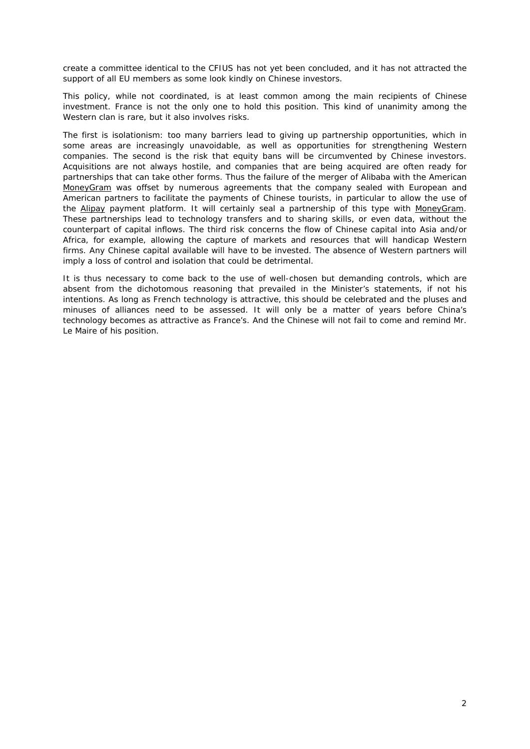create a committee identical to the CFIUS has not yet been concluded, and it has not attracted the support of all EU members as some look kindly on Chinese investors.

This policy, while not coordinated, is at least common among the main recipients of Chinese investment. France is not the only one to hold this position. This kind of unanimity among the Western clan is rare, but it also involves risks.

The first is isolationism: too many barriers lead to giving up partnership opportunities, which in some areas are increasingly unavoidable, as well as opportunities for strengthening Western companies. The second is the risk that equity bans will be circumvented by Chinese investors. Acquisitions are not always hostile, and companies that are being acquired are often ready for partnerships that can take other forms. Thus the failure of the merger of Alibaba with the American MoneyGram was offset by numerous agreements that the company sealed with European and American partners to facilitate the payments of Chinese tourists, in particular to allow the use of the Alipay payment platform. It will certainly seal a partnership of this type with MoneyGram. These partnerships lead to technology transfers and to sharing skills, or even data, without the counterpart of capital inflows. The third risk concerns the flow of Chinese capital into Asia and/or Africa, for example, allowing the capture of markets and resources that will handicap Western firms. Any Chinese capital available will have to be invested. The absence of Western partners will imply a loss of control and isolation that could be detrimental.

It is thus necessary to come back to the use of well-chosen but demanding controls, which are absent from the dichotomous reasoning that prevailed in the Minister's statements, if not his intentions. As long as French technology is attractive, this should be celebrated and the pluses and minuses of alliances need to be assessed. It will only be a matter of years before China's technology becomes as attractive as France's. And the Chinese will not fail to come and remind Mr. Le Maire of his position.